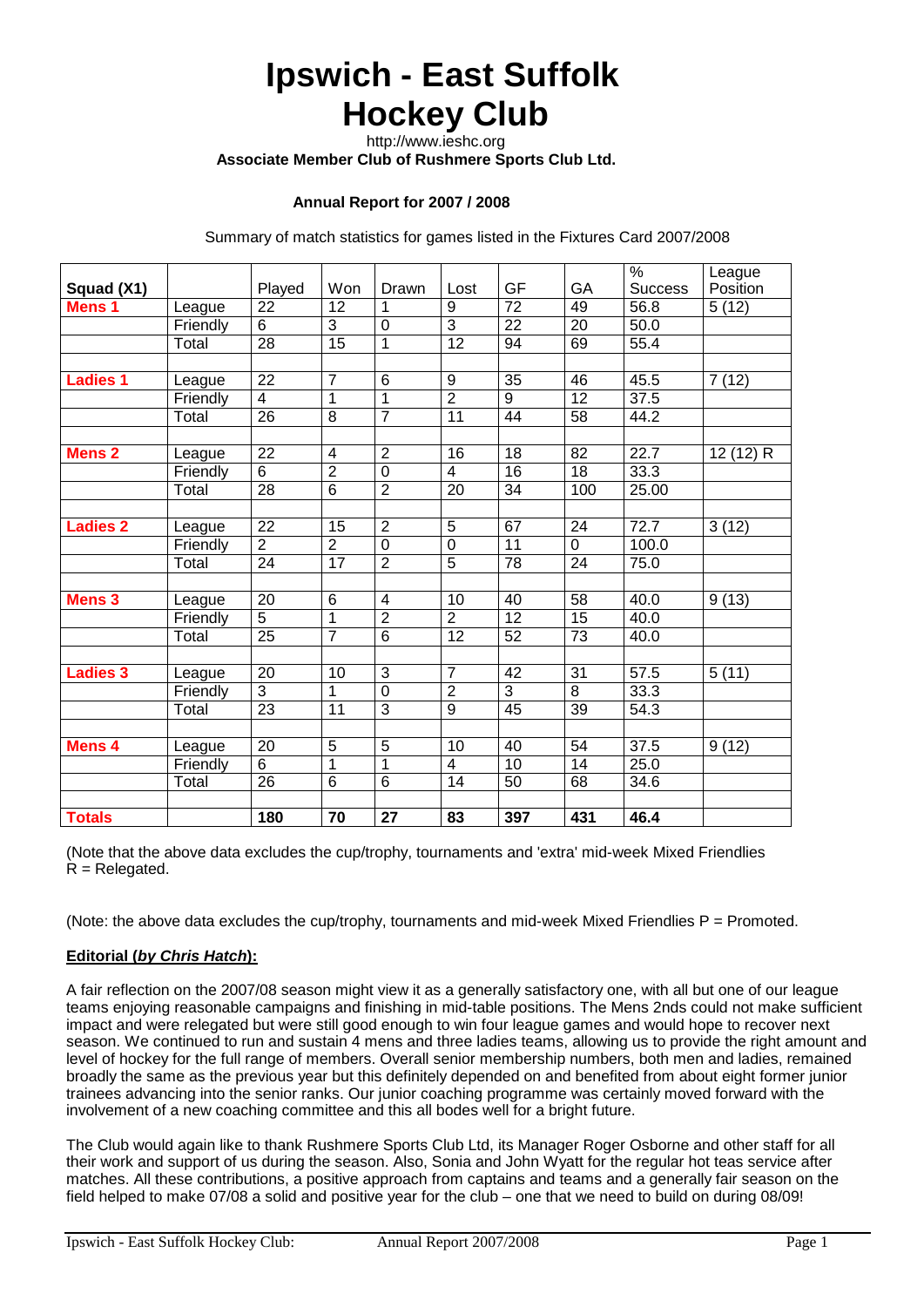# Ipswich - East Suffolk Hockey Club

http://www.ieshc.org

**Associate Member Club of Rushmere Sports Club Ltd.**

**Annual Report for 2007 / 2008**

Summary of match statistics for games listed in the Fixtures Card 2007/2008

| Squad (X1) | | Played | Won | Drawn | Lost | GF | GA | % Success | League Position |
|---|---|---|---|---|---|---|---|---|---|
| **Mens 1** | League | 22 | 12 | 1 | 9 | 72 | 49 | 56.8 | 5 (12) |
| | Friendly | 6 | 3 | 0 | 3 | 22 | 20 | 50.0 | |
| | Total | 28 | 15 | 1 | 12 | 94 | 69 | 55.4 | |
| | | | | | | | | | |
| **Ladies 1** | League | 22 | 7 | 6 | 9 | 35 | 46 | 45.5 | 7 (12) |
| | Friendly | 4 | 1 | 1 | 2 | 9 | 12 | 37.5 | |
| | Total | 26 | 8 | 7 | 11 | 44 | 58 | 44.2 | |
| | | | | | | | | | |
| **Mens 2** | League | 22 | 4 | 2 | 16 | 18 | 82 | 22.7 | 12 (12) R |
| | Friendly | 6 | 2 | 0 | 4 | 16 | 18 | 33.3 | |
| | Total | 28 | 6 | 2 | 20 | 34 | 100 | 25.00 | |
| | | | | | | | | | |
| **Ladies 2** | League | 22 | 15 | 2 | 5 | 67 | 24 | 72.7 | 3 (12) |
| | Friendly | 2 | 2 | 0 | 0 | 11 | 0 | 100.0 | |
| | Total | 24 | 17 | 2 | 5 | 78 | 24 | 75.0 | |
| | | | | | | | | | |
| **Mens 3** | League | 20 | 6 | 4 | 10 | 40 | 58 | 40.0 | 9 (13) |
| | Friendly | 5 | 1 | 2 | 2 | 12 | 15 | 40.0 | |
| | Total | 25 | 7 | 6 | 12 | 52 | 73 | 40.0 | |
| | | | | | | | | | |
| **Ladies 3** | League | 20 | 10 | 3 | 7 | 42 | 31 | 57.5 | 5 (11) |
| | Friendly | 3 | 1 | 0 | 2 | 3 | 8 | 33.3 | |
| | Total | 23 | 11 | 3 | 9 | 45 | 39 | 54.3 | |
| | | | | | | | | | |
| **Mens 4** | League | 20 | 5 | 5 | 10 | 40 | 54 | 37.5 | 9 (12) |
| | Friendly | 6 | 1 | 1 | 4 | 10 | 14 | 25.0 | |
| | Total | 26 | 6 | 6 | 14 | 50 | 68 | 34.6 | |
| | | | | | | | | | |
| **Totals** | | **180** | **70** | **27** | **83** | **397** | **431** | **46.4** | |

(Note that the above data excludes the cup/trophy, tournaments and 'extra' mid-week Mixed Friendlies
R = Relegated.

(Note: the above data excludes the cup/trophy, tournaments and mid-week Mixed Friendlies P = Promoted.

**Editorial (*by Chris Hatch*):**

A fair reflection on the 2007/08 season might view it as a generally satisfactory one, with all but one of our league teams enjoying reasonable campaigns and finishing in mid-table positions. The Mens 2nds could not make sufficient impact and were relegated but were still good enough to win four league games and would hope to recover next season. We continued to run and sustain 4 mens and three ladies teams, allowing us to provide the right amount and level of hockey for the full range of members. Overall senior membership numbers, both men and ladies, remained broadly the same as the previous year but this definitely depended on and benefited from about eight former junior trainees advancing into the senior ranks. Our junior coaching programme was certainly moved forward with the involvement of a new coaching committee and this all bodes well for a bright future.

The Club would again like to thank Rushmere Sports Club Ltd, its Manager Roger Osborne and other staff for all their work and support of us during the season. Also, Sonia and John Wyatt for the regular hot teas service after matches. All these contributions, a positive approach from captains and teams and a generally fair season on the field helped to make 07/08 a solid and positive year for the club – one that we need to build on during 08/09!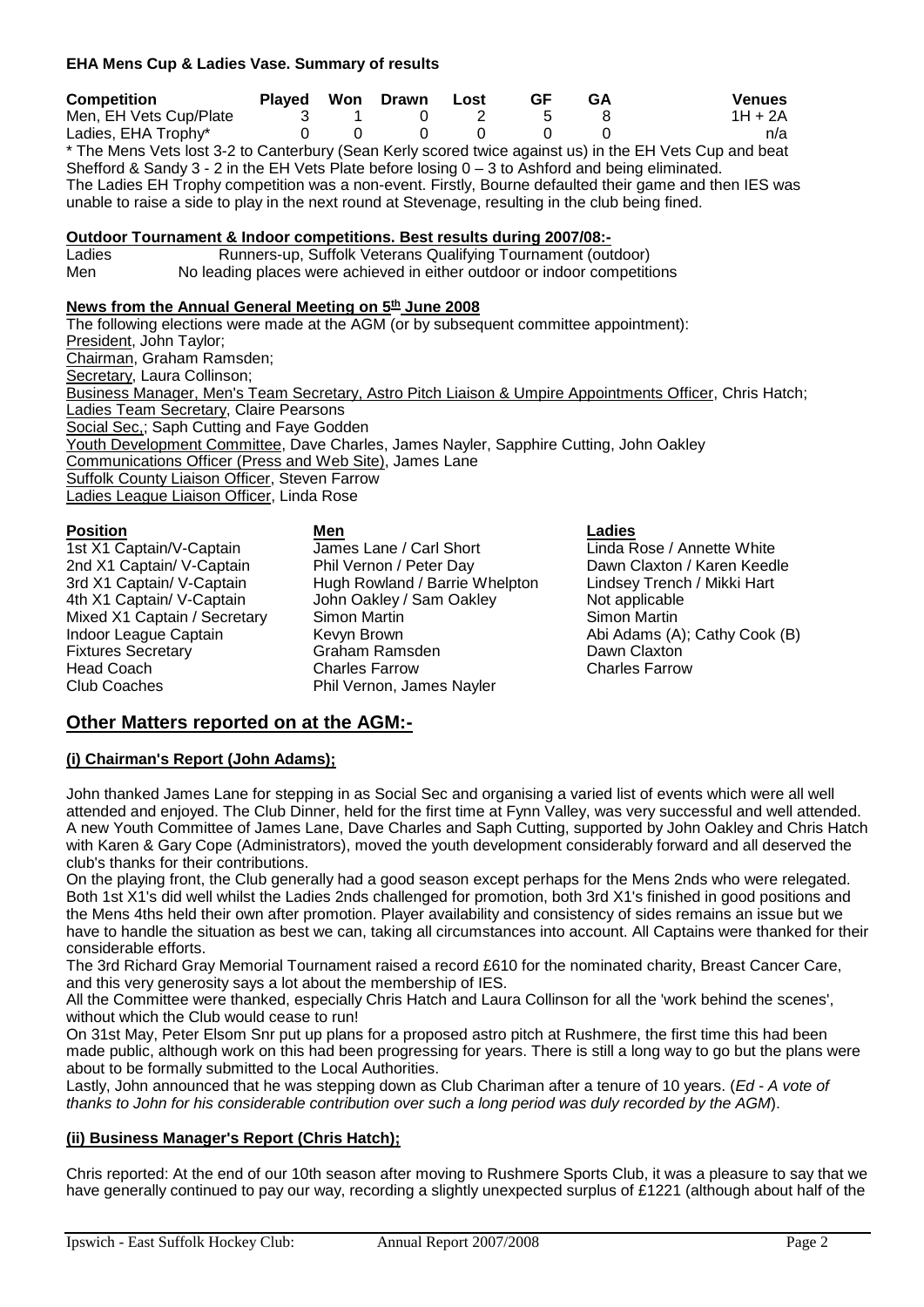**EHA Mens Cup & Ladies Vase. Summary of results**

| Competition | Played | Won | Drawn | Lost | GF | GA | Venues |
|---|---|---|---|---|---|---|---|
| Men, EH Vets Cup/Plate | 3 | 1 | 0 | 2 | 5 | 8 | 1H + 2A |
| Ladies, EHA Trophy* | 0 | 0 | 0 | 0 | 0 | 0 | n/a |

\* The Mens Vets lost 3-2 to Canterbury (Sean Kerly scored twice against us) in the EH Vets Cup and beat Shefford & Sandy 3 - 2 in the EH Vets Plate before losing 0 – 3 to Ashford and being eliminated.
The Ladies EH Trophy competition was a non-event. Firstly, Bourne defaulted their game and then IES was unable to raise a side to play in the next round at Stevenage, resulting in the club being fined.

**Outdoor Tournament & Indoor competitions. Best results during 2007/08:-**

| | |
|---|---|
| Ladies | Runners-up, Suffolk Veterans Qualifying Tournament (outdoor) |
| Men | No leading places were achieved in either outdoor or indoor competitions |

**News from the Annual General Meeting on 5th June 2008**

The following elections were made at the AGM (or by subsequent committee appointment):
President, John Taylor;
Chairman, Graham Ramsden;
Secretary, Laura Collinson;
Business Manager, Men's Team Secretary, Astro Pitch Liaison & Umpire Appointments Officer, Chris Hatch;
Ladies Team Secretary, Claire Pearsons
Social Sec,; Saph Cutting and Faye Godden
Youth Development Committee, Dave Charles, James Nayler, Sapphire Cutting, John Oakley
Communications Officer (Press and Web Site), James Lane
Suffolk County Liaison Officer, Steven Farrow
Ladies League Liaison Officer, Linda Rose

| Position | Men | Ladies |
|---|---|---|
| 1st X1 Captain/V-Captain | James Lane / Carl Short | Linda Rose / Annette White |
| 2nd X1 Captain/ V-Captain | Phil Vernon / Peter Day | Dawn Claxton / Karen Keedle |
| 3rd X1 Captain/ V-Captain | Hugh Rowland / Barrie Whelpton | Lindsey Trench / Mikki Hart |
| 4th X1 Captain/ V-Captain | John Oakley / Sam Oakley | Not applicable |
| Mixed X1 Captain / Secretary | Simon Martin | Simon Martin |
| Indoor League Captain | Kevyn Brown | Abi Adams (A); Cathy Cook (B) |
| Fixtures Secretary | Graham Ramsden | Dawn Claxton |
| Head Coach | Charles Farrow | Charles Farrow |
| Club Coaches | Phil Vernon, James Nayler | |

## Other Matters reported on at the AGM:-

**(i) Chairman's Report (John Adams);**

John thanked James Lane for stepping in as Social Sec and organising a varied list of events which were all well attended and enjoyed. The Club Dinner, held for the first time at Fynn Valley, was very successful and well attended. A new Youth Committee of James Lane, Dave Charles and Saph Cutting, supported by John Oakley and Chris Hatch with Karen & Gary Cope (Administrators), moved the youth development considerably forward and all deserved the club's thanks for their contributions.

On the playing front, the Club generally had a good season except perhaps for the Mens 2nds who were relegated. Both 1st X1's did well whilst the Ladies 2nds challenged for promotion, both 3rd X1's finished in good positions and the Mens 4ths held their own after promotion. Player availability and consistency of sides remains an issue but we have to handle the situation as best we can, taking all circumstances into account. All Captains were thanked for their considerable efforts.

The 3rd Richard Gray Memorial Tournament raised a record £610 for the nominated charity, Breast Cancer Care, and this very generosity says a lot about the membership of IES.

All the Committee were thanked, especially Chris Hatch and Laura Collinson for all the 'work behind the scenes', without which the Club would cease to run!

On 31st May, Peter Elsom Snr put up plans for a proposed astro pitch at Rushmere, the first time this had been made public, although work on this had been progressing for years. There is still a long way to go but the plans were about to be formally submitted to the Local Authorities.

Lastly, John announced that he was stepping down as Club Chariman after a tenure of 10 years. (*Ed - A vote of thanks to John for his considerable contribution over such a long period was duly recorded by the AGM*).

**(ii) Business Manager's Report (Chris Hatch);**

Chris reported: At the end of our 10th season after moving to Rushmere Sports Club, it was a pleasure to say that we have generally continued to pay our way, recording a slightly unexpected surplus of £1221 (although about half of the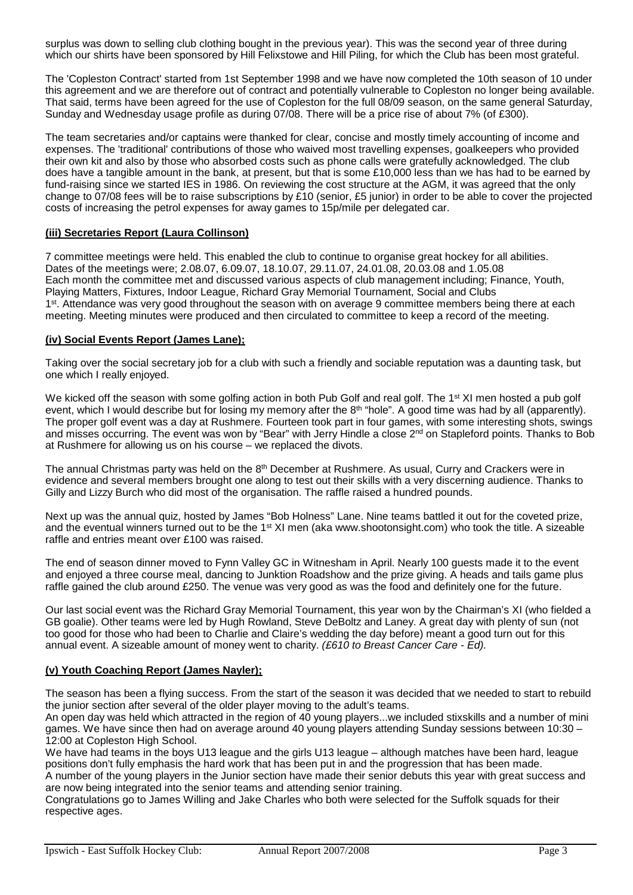surplus was down to selling club clothing bought in the previous year). This was the second year of three during which our shirts have been sponsored by Hill Felixstowe and Hill Piling, for which the Club has been most grateful.

The 'Copleston Contract' started from 1st September 1998 and we have now completed the 10th season of 10 under this agreement and we are therefore out of contract and potentially vulnerable to Copleston no longer being available. That said, terms have been agreed for the use of Copleston for the full 08/09 season, on the same general Saturday, Sunday and Wednesday usage profile as during 07/08. There will be a price rise of about 7% (of £300).

The team secretaries and/or captains were thanked for clear, concise and mostly timely accounting of income and expenses. The 'traditional' contributions of those who waived most travelling expenses, goalkeepers who provided their own kit and also by those who absorbed costs such as phone calls were gratefully acknowledged. The club does have a tangible amount in the bank, at present, but that is some £10,000 less than we has had to be earned by fund-raising since we started IES in 1986. On reviewing the cost structure at the AGM, it was agreed that the only change to 07/08 fees will be to raise subscriptions by £10 (senior, £5 junior) in order to be able to cover the projected costs of increasing the petrol expenses for away games to 15p/mile per delegated car.

**(iii) Secretaries Report (Laura Collinson)**

7 committee meetings were held. This enabled the club to continue to organise great hockey for all abilities. Dates of the meetings were; 2.08.07, 6.09.07, 18.10.07, 29.11.07, 24.01.08, 20.03.08 and 1.05.08
Each month the committee met and discussed various aspects of club management including; Finance, Youth, Playing Matters, Fixtures, Indoor League, Richard Gray Memorial Tournament, Social and Clubs 1st. Attendance was very good throughout the season with on average 9 committee members being there at each meeting. Meeting minutes were produced and then circulated to committee to keep a record of the meeting.

**(iv) Social Events Report (James Lane);**

Taking over the social secretary job for a club with such a friendly and sociable reputation was a daunting task, but one which I really enjoyed.

We kicked off the season with some golfing action in both Pub Golf and real golf. The 1st XI men hosted a pub golf event, which I would describe but for losing my memory after the 8th "hole". A good time was had by all (apparently). The proper golf event was a day at Rushmere. Fourteen took part in four games, with some interesting shots, swings and misses occurring. The event was won by "Bear" with Jerry Hindle a close 2nd on Stapleford points. Thanks to Bob at Rushmere for allowing us on his course – we replaced the divots.

The annual Christmas party was held on the 8th December at Rushmere. As usual, Curry and Crackers were in evidence and several members brought one along to test out their skills with a very discerning audience. Thanks to Gilly and Lizzy Burch who did most of the organisation. The raffle raised a hundred pounds.

Next up was the annual quiz, hosted by James "Bob Holness" Lane. Nine teams battled it out for the coveted prize, and the eventual winners turned out to be the 1st XI men (aka www.shootonsight.com) who took the title. A sizeable raffle and entries meant over £100 was raised.

The end of season dinner moved to Fynn Valley GC in Witnesham in April. Nearly 100 guests made it to the event and enjoyed a three course meal, dancing to Junktion Roadshow and the prize giving. A heads and tails game plus raffle gained the club around £250. The venue was very good as was the food and definitely one for the future.

Our last social event was the Richard Gray Memorial Tournament, this year won by the Chairman's XI (who fielded a GB goalie). Other teams were led by Hugh Rowland, Steve DeBoltz and Laney. A great day with plenty of sun (not too good for those who had been to Charlie and Claire's wedding the day before) meant a good turn out for this annual event. A sizeable amount of money went to charity. *(£610 to Breast Cancer Care - Ed).*

**(v) Youth Coaching Report (James Nayler);**

The season has been a flying success. From the start of the season it was decided that we needed to start to rebuild the junior section after several of the older player moving to the adult's teams.
An open day was held which attracted in the region of 40 young players...we included stixskills and a number of mini games. We have since then had on average around 40 young players attending Sunday sessions between 10:30 – 12:00 at Copleston High School.
We have had teams in the boys U13 league and the girls U13 league – although matches have been hard, league positions don't fully emphasis the hard work that has been put in and the progression that has been made.
A number of the young players in the Junior section have made their senior debuts this year with great success and are now being integrated into the senior teams and attending senior training.
Congratulations go to James Willing and Jake Charles who both were selected for the Suffolk squads for their respective ages.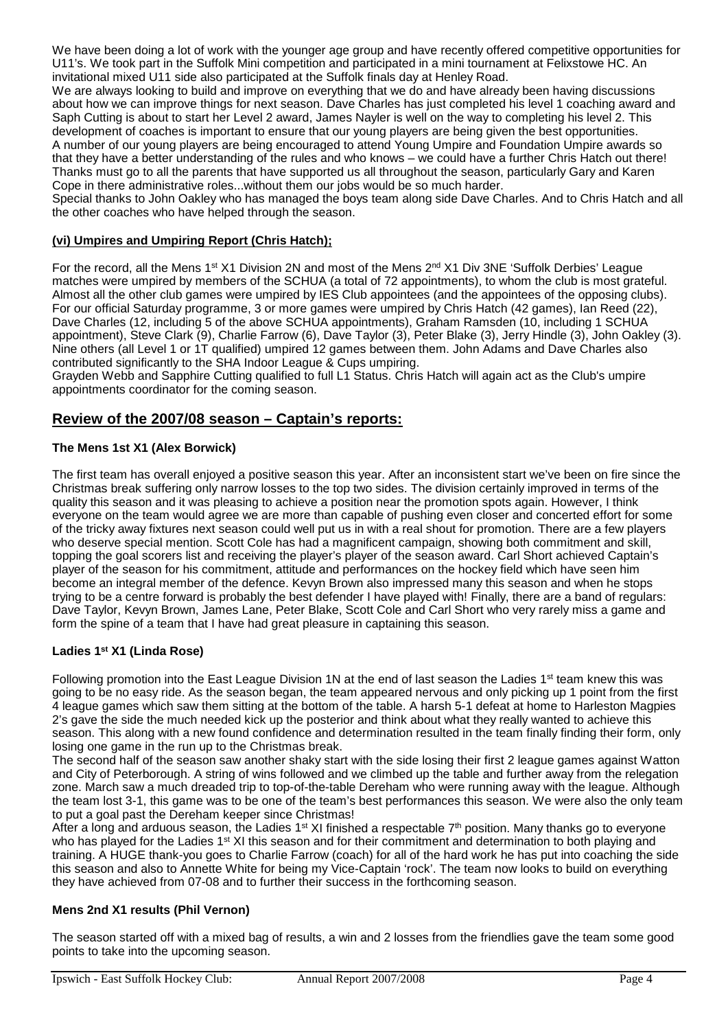We have been doing a lot of work with the younger age group and have recently offered competitive opportunities for U11's. We took part in the Suffolk Mini competition and participated in a mini tournament at Felixstowe HC. An invitational mixed U11 side also participated at the Suffolk finals day at Henley Road.

We are always looking to build and improve on everything that we do and have already been having discussions about how we can improve things for next season. Dave Charles has just completed his level 1 coaching award and Saph Cutting is about to start her Level 2 award, James Nayler is well on the way to completing his level 2. This development of coaches is important to ensure that our young players are being given the best opportunities.

A number of our young players are being encouraged to attend Young Umpire and Foundation Umpire awards so that they have a better understanding of the rules and who knows – we could have a further Chris Hatch out there! Thanks must go to all the parents that have supported us all throughout the season, particularly Gary and Karen Cope in there administrative roles...without them our jobs would be so much harder.

Special thanks to John Oakley who has managed the boys team along side Dave Charles. And to Chris Hatch and all the other coaches who have helped through the season.

#### (vi) Umpires and Umpiring Report (Chris Hatch);

For the record, all the Mens 1st X1 Division 2N and most of the Mens 2nd X1 Div 3NE 'Suffolk Derbies' League matches were umpired by members of the SCHUA (a total of 72 appointments), to whom the club is most grateful. Almost all the other club games were umpired by IES Club appointees (and the appointees of the opposing clubs). For our official Saturday programme, 3 or more games were umpired by Chris Hatch (42 games), Ian Reed (22), Dave Charles (12, including 5 of the above SCHUA appointments), Graham Ramsden (10, including 1 SCHUA appointment), Steve Clark (9), Charlie Farrow (6), Dave Taylor (3), Peter Blake (3), Jerry Hindle (3), John Oakley (3). Nine others (all Level 1 or 1T qualified) umpired 12 games between them. John Adams and Dave Charles also contributed significantly to the SHA Indoor League & Cups umpiring.

Grayden Webb and Sapphire Cutting qualified to full L1 Status. Chris Hatch will again act as the Club's umpire appointments coordinator for the coming season.

## Review of the 2007/08 season – Captain's reports:

#### The Mens 1st X1 (Alex Borwick)

The first team has overall enjoyed a positive season this year. After an inconsistent start we've been on fire since the Christmas break suffering only narrow losses to the top two sides. The division certainly improved in terms of the quality this season and it was pleasing to achieve a position near the promotion spots again. However, I think everyone on the team would agree we are more than capable of pushing even closer and concerted effort for some of the tricky away fixtures next season could well put us in with a real shout for promotion. There are a few players who deserve special mention. Scott Cole has had a magnificent campaign, showing both commitment and skill, topping the goal scorers list and receiving the player's player of the season award. Carl Short achieved Captain's player of the season for his commitment, attitude and performances on the hockey field which have seen him become an integral member of the defence. Kevyn Brown also impressed many this season and when he stops trying to be a centre forward is probably the best defender I have played with! Finally, there are a band of regulars: Dave Taylor, Kevyn Brown, James Lane, Peter Blake, Scott Cole and Carl Short who very rarely miss a game and form the spine of a team that I have had great pleasure in captaining this season.

#### Ladies 1st X1 (Linda Rose)

Following promotion into the East League Division 1N at the end of last season the Ladies 1st team knew this was going to be no easy ride. As the season began, the team appeared nervous and only picking up 1 point from the first 4 league games which saw them sitting at the bottom of the table. A harsh 5-1 defeat at home to Harleston Magpies 2's gave the side the much needed kick up the posterior and think about what they really wanted to achieve this season. This along with a new found confidence and determination resulted in the team finally finding their form, only losing one game in the run up to the Christmas break.

The second half of the season saw another shaky start with the side losing their first 2 league games against Watton and City of Peterborough. A string of wins followed and we climbed up the table and further away from the relegation zone. March saw a much dreaded trip to top-of-the-table Dereham who were running away with the league. Although the team lost 3-1, this game was to be one of the team's best performances this season. We were also the only team to put a goal past the Dereham keeper since Christmas!

After a long and arduous season, the Ladies 1st XI finished a respectable 7th position. Many thanks go to everyone who has played for the Ladies 1st XI this season and for their commitment and determination to both playing and training. A HUGE thank-you goes to Charlie Farrow (coach) for all of the hard work he has put into coaching the side this season and also to Annette White for being my Vice-Captain 'rock'. The team now looks to build on everything they have achieved from 07-08 and to further their success in the forthcoming season.

#### Mens 2nd X1 results (Phil Vernon)

The season started off with a mixed bag of results, a win and 2 losses from the friendlies gave the team some good points to take into the upcoming season.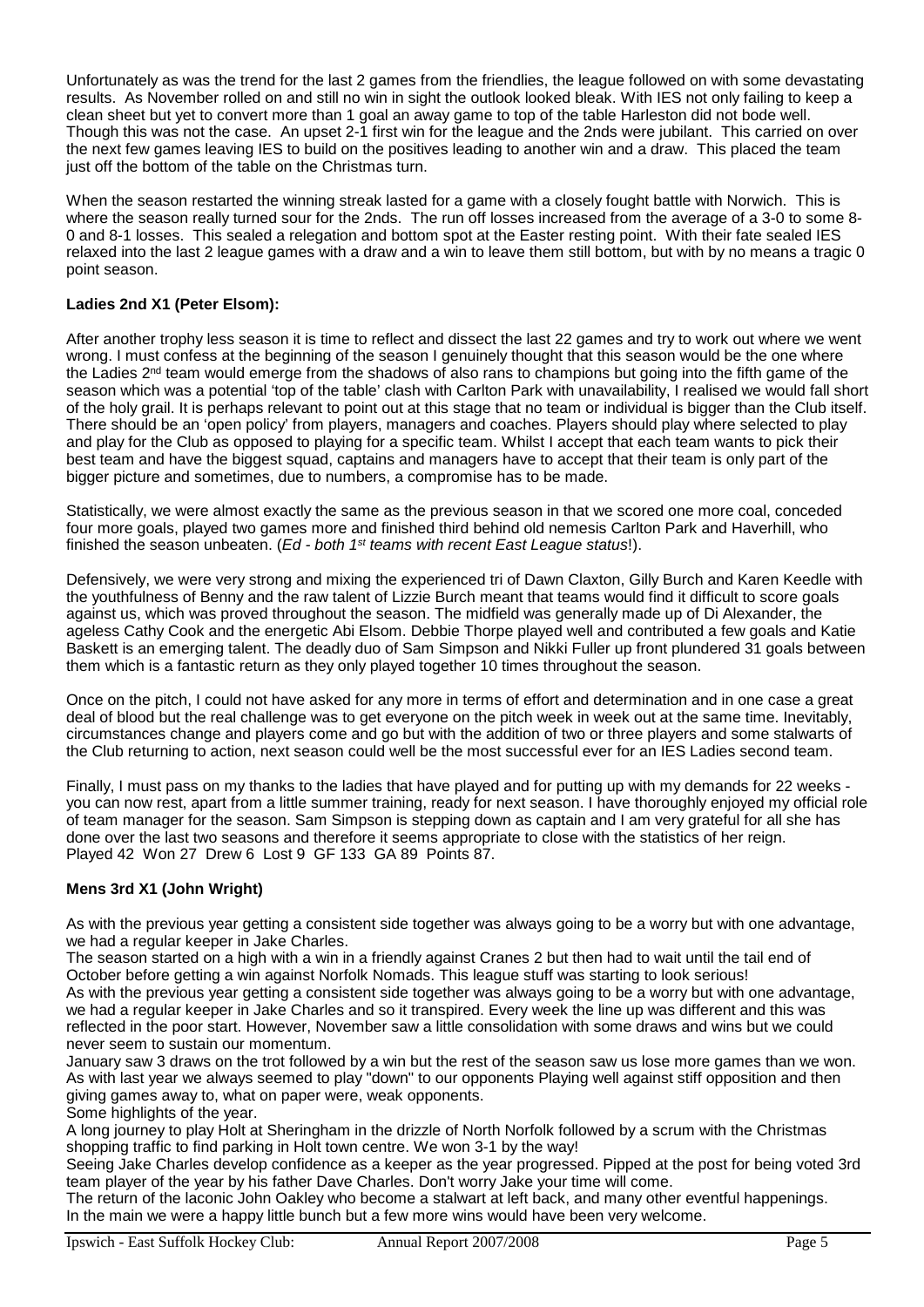Unfortunately as was the trend for the last 2 games from the friendlies, the league followed on with some devastating results. As November rolled on and still no win in sight the outlook looked bleak. With IES not only failing to keep a clean sheet but yet to convert more than 1 goal an away game to top of the table Harleston did not bode well. Though this was not the case. An upset 2-1 first win for the league and the 2nds were jubilant. This carried on over the next few games leaving IES to build on the positives leading to another win and a draw. This placed the team just off the bottom of the table on the Christmas turn.

When the season restarted the winning streak lasted for a game with a closely fought battle with Norwich. This is where the season really turned sour for the 2nds. The run off losses increased from the average of a 3-0 to some 8-0 and 8-1 losses. This sealed a relegation and bottom spot at the Easter resting point. With their fate sealed IES relaxed into the last 2 league games with a draw and a win to leave them still bottom, but with by no means a tragic 0 point season.

**Ladies 2nd X1 (Peter Elsom):**

After another trophy less season it is time to reflect and dissect the last 22 games and try to work out where we went wrong. I must confess at the beginning of the season I genuinely thought that this season would be the one where the Ladies 2nd team would emerge from the shadows of also rans to champions but going into the fifth game of the season which was a potential 'top of the table' clash with Carlton Park with unavailability, I realised we would fall short of the holy grail. It is perhaps relevant to point out at this stage that no team or individual is bigger than the Club itself. There should be an 'open policy' from players, managers and coaches. Players should play where selected to play and play for the Club as opposed to playing for a specific team. Whilst I accept that each team wants to pick their best team and have the biggest squad, captains and managers have to accept that their team is only part of the bigger picture and sometimes, due to numbers, a compromise has to be made.

Statistically, we were almost exactly the same as the previous season in that we scored one more coal, conceded four more goals, played two games more and finished third behind old nemesis Carlton Park and Haverhill, who finished the season unbeaten. (*Ed - both 1st teams with recent East League status*!).

Defensively, we were very strong and mixing the experienced tri of Dawn Claxton, Gilly Burch and Karen Keedle with the youthfulness of Benny and the raw talent of Lizzie Burch meant that teams would find it difficult to score goals against us, which was proved throughout the season. The midfield was generally made up of Di Alexander, the ageless Cathy Cook and the energetic Abi Elsom. Debbie Thorpe played well and contributed a few goals and Katie Baskett is an emerging talent. The deadly duo of Sam Simpson and Nikki Fuller up front plundered 31 goals between them which is a fantastic return as they only played together 10 times throughout the season.

Once on the pitch, I could not have asked for any more in terms of effort and determination and in one case a great deal of blood but the real challenge was to get everyone on the pitch week in week out at the same time. Inevitably, circumstances change and players come and go but with the addition of two or three players and some stalwarts of the Club returning to action, next season could well be the most successful ever for an IES Ladies second team.

Finally, I must pass on my thanks to the ladies that have played and for putting up with my demands for 22 weeks - you can now rest, apart from a little summer training, ready for next season. I have thoroughly enjoyed my official role of team manager for the season. Sam Simpson is stepping down as captain and I am very grateful for all she has done over the last two seasons and therefore it seems appropriate to close with the statistics of her reign.
Played 42 Won 27 Drew 6 Lost 9 GF 133 GA 89 Points 87.

**Mens 3rd X1 (John Wright)**

As with the previous year getting a consistent side together was always going to be a worry but with one advantage, we had a regular keeper in Jake Charles.
The season started on a high with a win in a friendly against Cranes 2 but then had to wait until the tail end of October before getting a win against Norfolk Nomads. This league stuff was starting to look serious!
As with the previous year getting a consistent side together was always going to be a worry but with one advantage, we had a regular keeper in Jake Charles and so it transpired. Every week the line up was different and this was reflected in the poor start. However, November saw a little consolidation with some draws and wins but we could never seem to sustain our momentum.
January saw 3 draws on the trot followed by a win but the rest of the season saw us lose more games than we won. As with last year we always seemed to play "down" to our opponents Playing well against stiff opposition and then giving games away to, what on paper were, weak opponents.
Some highlights of the year.
A long journey to play Holt at Sheringham in the drizzle of North Norfolk followed by a scrum with the Christmas shopping traffic to find parking in Holt town centre. We won 3-1 by the way!
Seeing Jake Charles develop confidence as a keeper as the year progressed. Pipped at the post for being voted 3rd team player of the year by his father Dave Charles. Don't worry Jake your time will come.
The return of the laconic John Oakley who become a stalwart at left back, and many other eventful happenings.
In the main we were a happy little bunch but a few more wins would have been very welcome.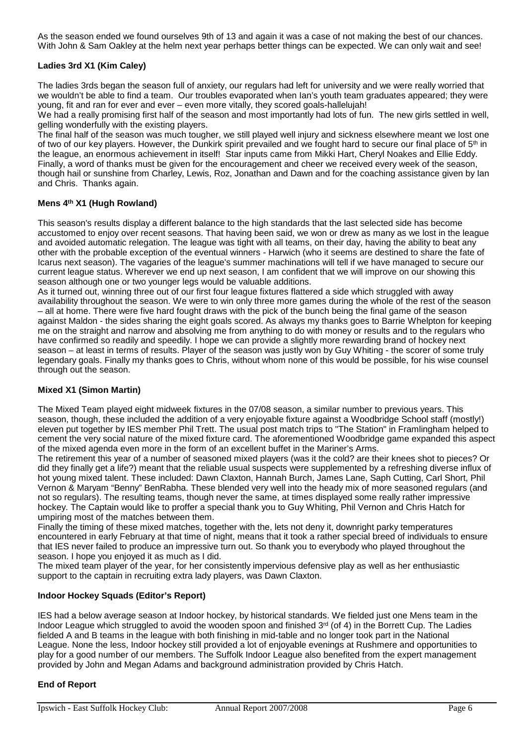As the season ended we found ourselves 9th of 13 and again it was a case of not making the best of our chances. With John & Sam Oakley at the helm next year perhaps better things can be expected. We can only wait and see!

### Ladies 3rd X1 (Kim Caley)

The ladies 3rds began the season full of anxiety, our regulars had left for university and we were really worried that we wouldn't be able to find a team. Our troubles evaporated when Ian's youth team graduates appeared; they were young, fit and ran for ever and ever – even more vitally, they scored goals-hallelujah!

We had a really promising first half of the season and most importantly had lots of fun. The new girls settled in well, gelling wonderfully with the existing players.

The final half of the season was much tougher, we still played well injury and sickness elsewhere meant we lost one of two of our key players. However, the Dunkirk spirit prevailed and we fought hard to secure our final place of 5th in the league, an enormous achievement in itself! Star inputs came from Mikki Hart, Cheryl Noakes and Ellie Eddy. Finally, a word of thanks must be given for the encouragement and cheer we received every week of the season, though hail or sunshine from Charley, Lewis, Roz, Jonathan and Dawn and for the coaching assistance given by Ian and Chris. Thanks again.

### Mens 4th X1 (Hugh Rowland)

This season's results display a different balance to the high standards that the last selected side has become accustomed to enjoy over recent seasons. That having been said, we won or drew as many as we lost in the league and avoided automatic relegation. The league was tight with all teams, on their day, having the ability to beat any other with the probable exception of the eventual winners - Harwich (who it seems are destined to share the fate of Icarus next season). The vagaries of the league's summer machinations will tell if we have managed to secure our current league status. Wherever we end up next season, I am confident that we will improve on our showing this season although one or two younger legs would be valuable additions.

As it turned out, winning three out of our first four league fixtures flattered a side which struggled with away availability throughout the season. We were to win only three more games during the whole of the rest of the season – all at home. There were five hard fought draws with the pick of the bunch being the final game of the season against Maldon - the sides sharing the eight goals scored. As always my thanks goes to Barrie Whelpton for keeping me on the straight and narrow and absolving me from anything to do with money or results and to the regulars who have confirmed so readily and speedily. I hope we can provide a slightly more rewarding brand of hockey next season – at least in terms of results. Player of the season was justly won by Guy Whiting - the scorer of some truly legendary goals. Finally my thanks goes to Chris, without whom none of this would be possible, for his wise counsel through out the season.

### Mixed X1 (Simon Martin)

The Mixed Team played eight midweek fixtures in the 07/08 season, a similar number to previous years. This season, though, these included the addition of a very enjoyable fixture against a Woodbridge School staff (mostly!) eleven put together by IES member Phil Trett. The usual post match trips to "The Station" in Framlingham helped to cement the very social nature of the mixed fixture card. The aforementioned Woodbridge game expanded this aspect of the mixed agenda even more in the form of an excellent buffet in the Mariner's Arms.

The retirement this year of a number of seasoned mixed players (was it the cold? are their knees shot to pieces? Or did they finally get a life?) meant that the reliable usual suspects were supplemented by a refreshing diverse influx of hot young mixed talent. These included: Dawn Claxton, Hannah Burch, James Lane, Saph Cutting, Carl Short, Phil Vernon & Maryam "Benny" BenRabha. These blended very well into the heady mix of more seasoned regulars (and not so regulars). The resulting teams, though never the same, at times displayed some really rather impressive hockey. The Captain would like to proffer a special thank you to Guy Whiting, Phil Vernon and Chris Hatch for umpiring most of the matches between them.

Finally the timing of these mixed matches, together with the, lets not deny it, downright parky temperatures encountered in early February at that time of night, means that it took a rather special breed of individuals to ensure that IES never failed to produce an impressive turn out. So thank you to everybody who played throughout the season. I hope you enjoyed it as much as I did.

The mixed team player of the year, for her consistently impervious defensive play as well as her enthusiastic support to the captain in recruiting extra lady players, was Dawn Claxton.

### Indoor Hockey Squads (Editor's Report)

IES had a below average season at Indoor hockey, by historical standards. We fielded just one Mens team in the Indoor League which struggled to avoid the wooden spoon and finished 3rd (of 4) in the Borrett Cup. The Ladies fielded A and B teams in the league with both finishing in mid-table and no longer took part in the National League. None the less, Indoor hockey still provided a lot of enjoyable evenings at Rushmere and opportunities to play for a good number of our members. The Suffolk Indoor League also benefited from the expert management provided by John and Megan Adams and background administration provided by Chris Hatch.

### End of Report